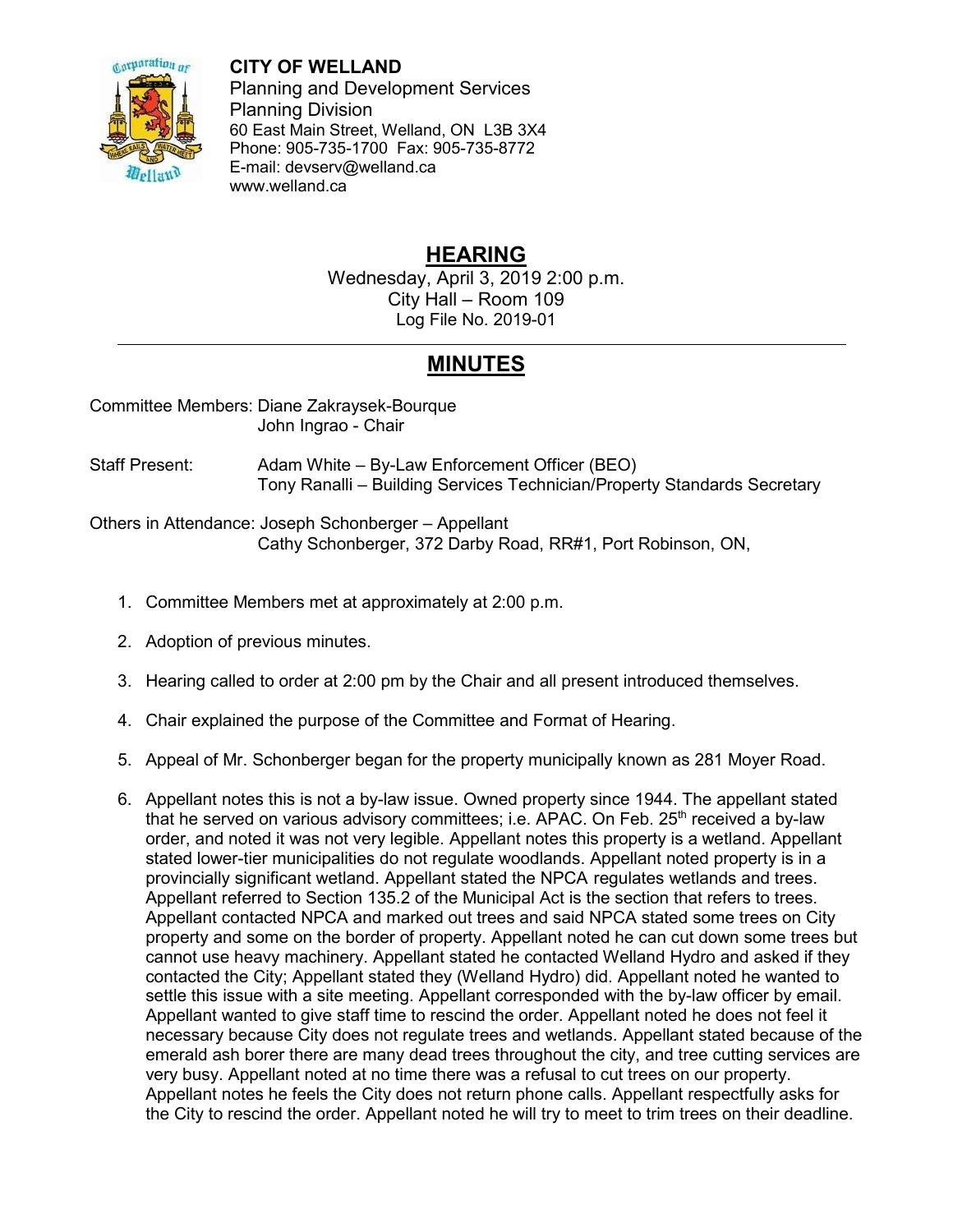**CITY OF WELLAND**
Planning and Development Services
Planning Division
60 East Main Street, Welland, ON L3B 3X4
Phone: 905-735-1700 Fax: 905-735-8772
E-mail: devserv@welland.ca
www.welland.ca

# HEARING

Wednesday, April 3, 2019 2:00 p.m.
City Hall – Room 109
Log File No. 2019-01

---

# MINUTES

Committee Members: Diane Zakraysek-Bourque
John Ingrao - Chair

Staff Present: Adam White – By-Law Enforcement Officer (BEO)
Tony Ranalli – Building Services Technician/Property Standards Secretary

Others in Attendance: Joseph Schonberger – Appellant
Cathy Schonberger, 372 Darby Road, RR#1, Port Robinson, ON,

1. Committee Members met at approximately at 2:00 p.m.
2. Adoption of previous minutes.
3. Hearing called to order at 2:00 pm by the Chair and all present introduced themselves.
4. Chair explained the purpose of the Committee and Format of Hearing.
5. Appeal of Mr. Schonberger began for the property municipally known as 281 Moyer Road.
6. Appellant notes this is not a by-law issue. Owned property since 1944. The appellant stated that he served on various advisory committees; i.e. APAC. On Feb. 25th received a by-law order, and noted it was not very legible. Appellant notes this property is a wetland. Appellant stated lower-tier municipalities do not regulate woodlands. Appellant noted property is in a provincially significant wetland. Appellant stated the NPCA regulates wetlands and trees. Appellant referred to Section 135.2 of the Municipal Act is the section that refers to trees. Appellant contacted NPCA and marked out trees and said NPCA stated some trees on City property and some on the border of property. Appellant noted he can cut down some trees but cannot use heavy machinery. Appellant stated he contacted Welland Hydro and asked if they contacted the City; Appellant stated they (Welland Hydro) did. Appellant noted he wanted to settle this issue with a site meeting. Appellant corresponded with the by-law officer by email. Appellant wanted to give staff time to rescind the order. Appellant noted he does not feel it necessary because City does not regulate trees and wetlands. Appellant stated because of the emerald ash borer there are many dead trees throughout the city, and tree cutting services are very busy. Appellant noted at no time there was a refusal to cut trees on our property. Appellant notes he feels the City does not return phone calls. Appellant respectfully asks for the City to rescind the order. Appellant noted he will try to meet to trim trees on their deadline.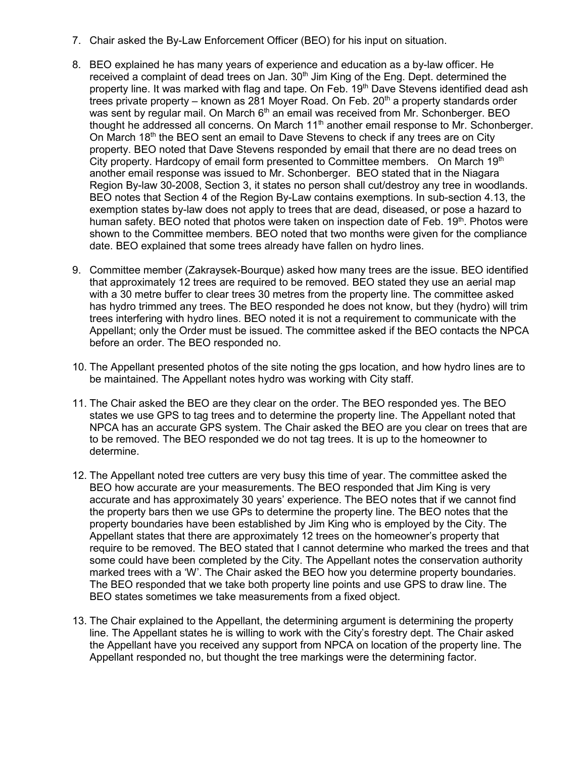7. Chair asked the By-Law Enforcement Officer (BEO) for his input on situation.

8. BEO explained he has many years of experience and education as a by-law officer. He received a complaint of dead trees on Jan. 30th Jim King of the Eng. Dept. determined the property line. It was marked with flag and tape. On Feb. 19th Dave Stevens identified dead ash trees private property – known as 281 Moyer Road. On Feb. 20th a property standards order was sent by regular mail. On March 6th an email was received from Mr. Schonberger. BEO thought he addressed all concerns. On March 11th another email response to Mr. Schonberger. On March 18th the BEO sent an email to Dave Stevens to check if any trees are on City property. BEO noted that Dave Stevens responded by email that there are no dead trees on City property. Hardcopy of email form presented to Committee members. On March 19th another email response was issued to Mr. Schonberger. BEO stated that in the Niagara Region By-law 30-2008, Section 3, it states no person shall cut/destroy any tree in woodlands. BEO notes that Section 4 of the Region By-Law contains exemptions. In sub-section 4.13, the exemption states by-law does not apply to trees that are dead, diseased, or pose a hazard to human safety. BEO noted that photos were taken on inspection date of Feb. 19th. Photos were shown to the Committee members. BEO noted that two months were given for the compliance date. BEO explained that some trees already have fallen on hydro lines.

9. Committee member (Zakraysek-Bourque) asked how many trees are the issue. BEO identified that approximately 12 trees are required to be removed. BEO stated they use an aerial map with a 30 metre buffer to clear trees 30 metres from the property line. The committee asked has hydro trimmed any trees. The BEO responded he does not know, but they (hydro) will trim trees interfering with hydro lines. BEO noted it is not a requirement to communicate with the Appellant; only the Order must be issued. The committee asked if the BEO contacts the NPCA before an order. The BEO responded no.

10. The Appellant presented photos of the site noting the gps location, and how hydro lines are to be maintained. The Appellant notes hydro was working with City staff.

11. The Chair asked the BEO are they clear on the order. The BEO responded yes. The BEO states we use GPS to tag trees and to determine the property line. The Appellant noted that NPCA has an accurate GPS system. The Chair asked the BEO are you clear on trees that are to be removed. The BEO responded we do not tag trees. It is up to the homeowner to determine.

12. The Appellant noted tree cutters are very busy this time of year. The committee asked the BEO how accurate are your measurements. The BEO responded that Jim King is very accurate and has approximately 30 years' experience. The BEO notes that if we cannot find the property bars then we use GPs to determine the property line. The BEO notes that the property boundaries have been established by Jim King who is employed by the City. The Appellant states that there are approximately 12 trees on the homeowner's property that require to be removed. The BEO stated that I cannot determine who marked the trees and that some could have been completed by the City. The Appellant notes the conservation authority marked trees with a 'W'. The Chair asked the BEO how you determine property boundaries. The BEO responded that we take both property line points and use GPS to draw line. The BEO states sometimes we take measurements from a fixed object.

13. The Chair explained to the Appellant, the determining argument is determining the property line. The Appellant states he is willing to work with the City's forestry dept. The Chair asked the Appellant have you received any support from NPCA on location of the property line. The Appellant responded no, but thought the tree markings were the determining factor.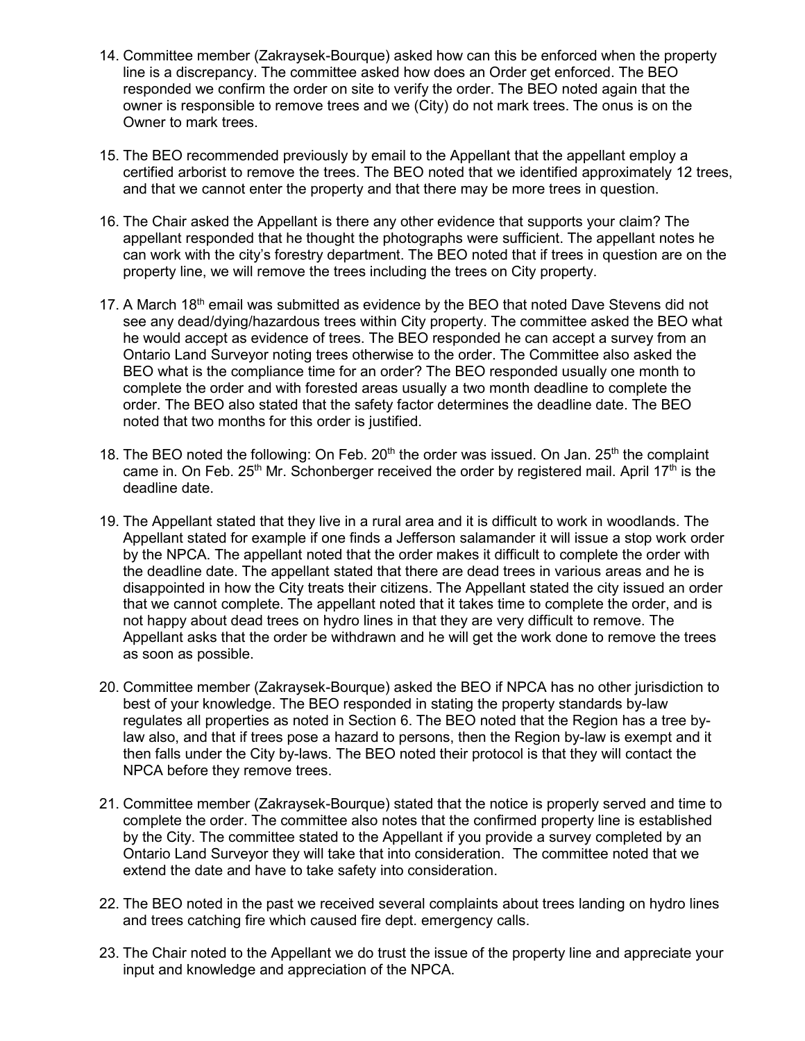14. Committee member (Zakraysek-Bourque) asked how can this be enforced when the property line is a discrepancy. The committee asked how does an Order get enforced. The BEO responded we confirm the order on site to verify the order. The BEO noted again that the owner is responsible to remove trees and we (City) do not mark trees. The onus is on the Owner to mark trees.

15. The BEO recommended previously by email to the Appellant that the appellant employ a certified arborist to remove the trees. The BEO noted that we identified approximately 12 trees, and that we cannot enter the property and that there may be more trees in question.

16. The Chair asked the Appellant is there any other evidence that supports your claim? The appellant responded that he thought the photographs were sufficient. The appellant notes he can work with the city's forestry department. The BEO noted that if trees in question are on the property line, we will remove the trees including the trees on City property.

17. A March 18th email was submitted as evidence by the BEO that noted Dave Stevens did not see any dead/dying/hazardous trees within City property. The committee asked the BEO what he would accept as evidence of trees. The BEO responded he can accept a survey from an Ontario Land Surveyor noting trees otherwise to the order. The Committee also asked the BEO what is the compliance time for an order? The BEO responded usually one month to complete the order and with forested areas usually a two month deadline to complete the order. The BEO also stated that the safety factor determines the deadline date. The BEO noted that two months for this order is justified.

18. The BEO noted the following: On Feb. 20th the order was issued. On Jan. 25th the complaint came in. On Feb. 25th Mr. Schonberger received the order by registered mail. April 17th is the deadline date.

19. The Appellant stated that they live in a rural area and it is difficult to work in woodlands. The Appellant stated for example if one finds a Jefferson salamander it will issue a stop work order by the NPCA. The appellant noted that the order makes it difficult to complete the order with the deadline date. The appellant stated that there are dead trees in various areas and he is disappointed in how the City treats their citizens. The Appellant stated the city issued an order that we cannot complete. The appellant noted that it takes time to complete the order, and is not happy about dead trees on hydro lines in that they are very difficult to remove. The Appellant asks that the order be withdrawn and he will get the work done to remove the trees as soon as possible.

20. Committee member (Zakraysek-Bourque) asked the BEO if NPCA has no other jurisdiction to best of your knowledge. The BEO responded in stating the property standards by-law regulates all properties as noted in Section 6. The BEO noted that the Region has a tree by-law also, and that if trees pose a hazard to persons, then the Region by-law is exempt and it then falls under the City by-laws. The BEO noted their protocol is that they will contact the NPCA before they remove trees.

21. Committee member (Zakraysek-Bourque) stated that the notice is properly served and time to complete the order. The committee also notes that the confirmed property line is established by the City. The committee stated to the Appellant if you provide a survey completed by an Ontario Land Surveyor they will take that into consideration. The committee noted that we extend the date and have to take safety into consideration.

22. The BEO noted in the past we received several complaints about trees landing on hydro lines and trees catching fire which caused fire dept. emergency calls.

23. The Chair noted to the Appellant we do trust the issue of the property line and appreciate your input and knowledge and appreciation of the NPCA.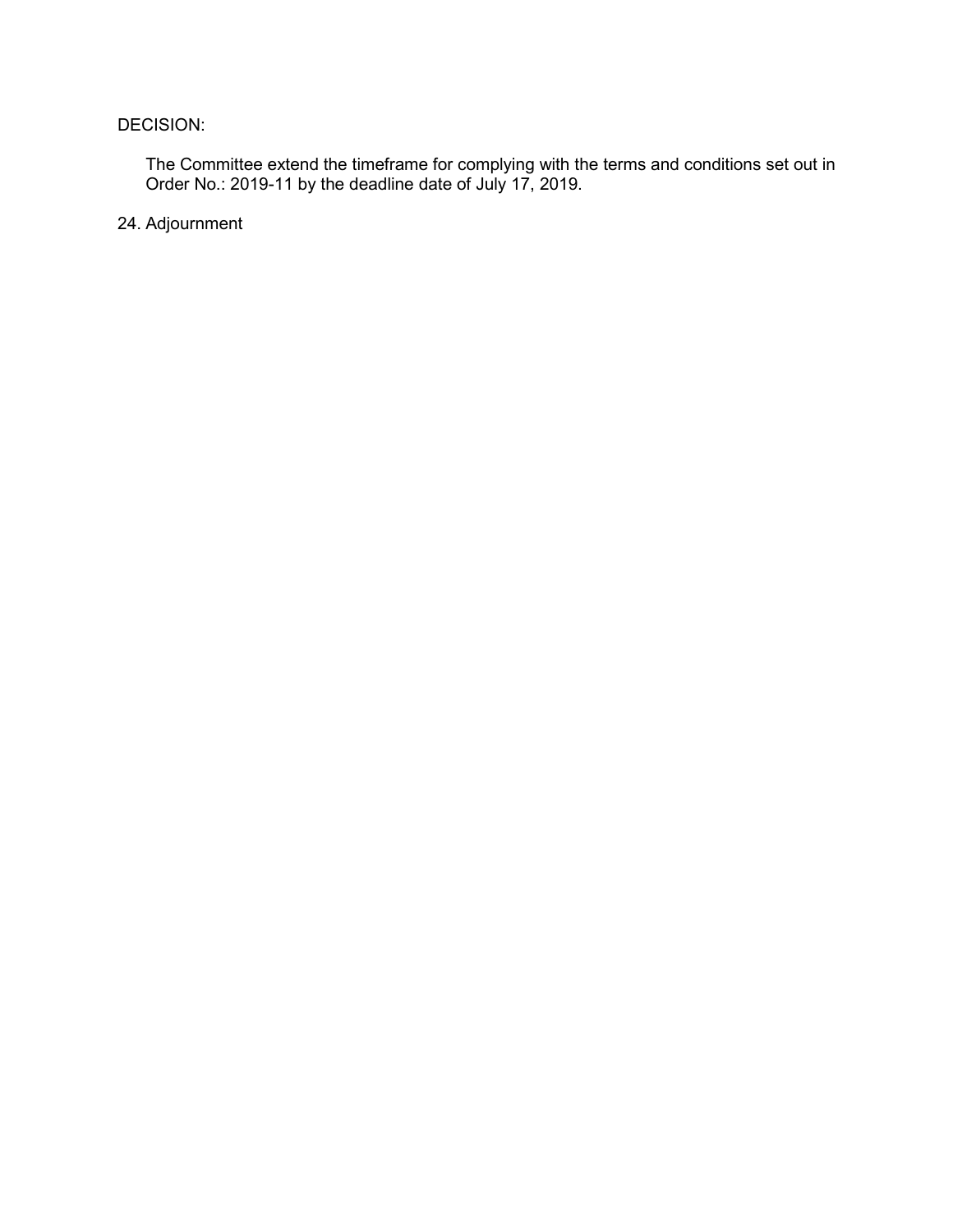DECISION:

The Committee extend the timeframe for complying with the terms and conditions set out in Order No.: 2019-11 by the deadline date of July 17, 2019.

24. Adjournment